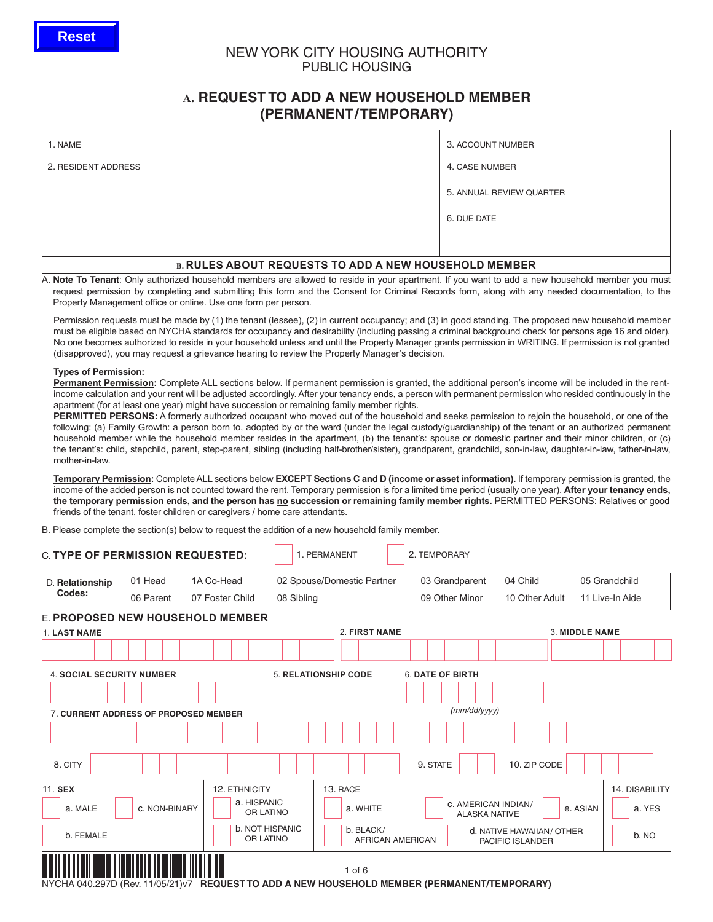Reset

# NEW YORK CITY HOUSING AUTHORITY
## PUBLIC HOUSING

## A. REQUEST TO ADD A NEW HOUSEHOLD MEMBER (PERMANENT/TEMPORARY)

| | |
|---|---|
| 1. NAME | 3. ACCOUNT NUMBER |
| 2. RESIDENT ADDRESS | 4. CASE NUMBER |
| | 5. ANNUAL REVIEW QUARTER |
| | 6. DUE DATE |

### B. RULES ABOUT REQUESTS TO ADD A NEW HOUSEHOLD MEMBER

A. **Note To Tenant**: Only authorized household members are allowed to reside in your apartment. If you want to add a new household member you must request permission by completing and submitting this form and the Consent for Criminal Records form, along with any needed documentation, to the Property Management office or online. Use one form per person.

Permission requests must be made by (1) the tenant (lessee), (2) in current occupancy; and (3) in good standing. The proposed new household member must be eligible based on NYCHA standards for occupancy and desirability (including passing a criminal background check for persons age 16 and older). No one becomes authorized to reside in your household unless and until the Property Manager grants permission in WRITING. If permission is not granted (disapproved), you may request a grievance hearing to review the Property Manager's decision.

**Types of Permission:**
**Permanent Permission:** Complete ALL sections below. If permanent permission is granted, the additional person's income will be included in the rent-income calculation and your rent will be adjusted accordingly. After your tenancy ends, a person with permanent permission who resided continuously in the apartment (for at least one year) might have succession or remaining family member rights.
**PERMITTED PERSONS:** A formerly authorized occupant who moved out of the household and seeks permission to rejoin the household, or one of the following: (a) Family Growth: a person born to, adopted by or the ward (under the legal custody/guardianship) of the tenant or an authorized permanent household member while the household member resides in the apartment, (b) the tenant's: spouse or domestic partner and their minor children, or (c) the tenant's: child, stepchild, parent, step-parent, sibling (including half-brother/sister), grandparent, grandchild, son-in-law, daughter-in-law, father-in-law, mother-in-law.

**Temporary Permission:** Complete ALL sections below **EXCEPT Sections C and D (income or asset information).** If temporary permission is granted, the income of the added person is not counted toward the rent. Temporary permission is for a limited time period (usually one year). **After your tenancy ends, the temporary permission ends, and the person has no succession or remaining family member rights.** PERMITTED PERSONS: Relatives or good friends of the tenant, foster children or caregivers / home care attendants.

B. Please complete the section(s) below to request the addition of a new household family member.

### C. TYPE OF PERMISSION REQUESTED:

☐ 1. PERMANENT ☐ 2. TEMPORARY

| D. Relationship Codes: | | | | | |
|---|---|---|---|---|---|
| 01 Head | 1A Co-Head | 02 Spouse/Domestic Partner | 03 Grandparent | 04 Child | 05 Grandchild |
| 06 Parent | 07 Foster Child | 08 Sibling | 09 Other Minor | 10 Other Adult | 11 Live-In Aide |

### E. PROPOSED NEW HOUSEHOLD MEMBER

1. **LAST NAME** 2. **FIRST NAME** 3. **MIDDLE NAME**

4. **SOCIAL SECURITY NUMBER** 5. **RELATIONSHIP CODE** 6. **DATE OF BIRTH** *(mm/dd/yyyy)*

7. **CURRENT ADDRESS OF PROPOSED MEMBER**

8. CITY 9. STATE 10. ZIP CODE

| 11. SEX | 12. ETHNICITY | 13. RACE | 14. DISABILITY |
|---|---|---|---|
| ☐ a. MALE ☐ c. NON-BINARY | ☐ a. HISPANIC OR LATINO | ☐ a. WHITE ☐ c. AMERICAN INDIAN/ ALASKA NATIVE ☐ e. ASIAN | ☐ a. YES |
| ☐ b. FEMALE | ☐ b. NOT HISPANIC OR LATINO | ☐ b. BLACK/ AFRICAN AMERICAN ☐ d. NATIVE HAWAIIAN/ OTHER PACIFIC ISLANDER | ☐ b. NO |

NYCHA 040.297D (Rev. 11/05/21)v7 **REQUEST TO ADD A NEW HOUSEHOLD MEMBER (PERMANENT/TEMPORARY)**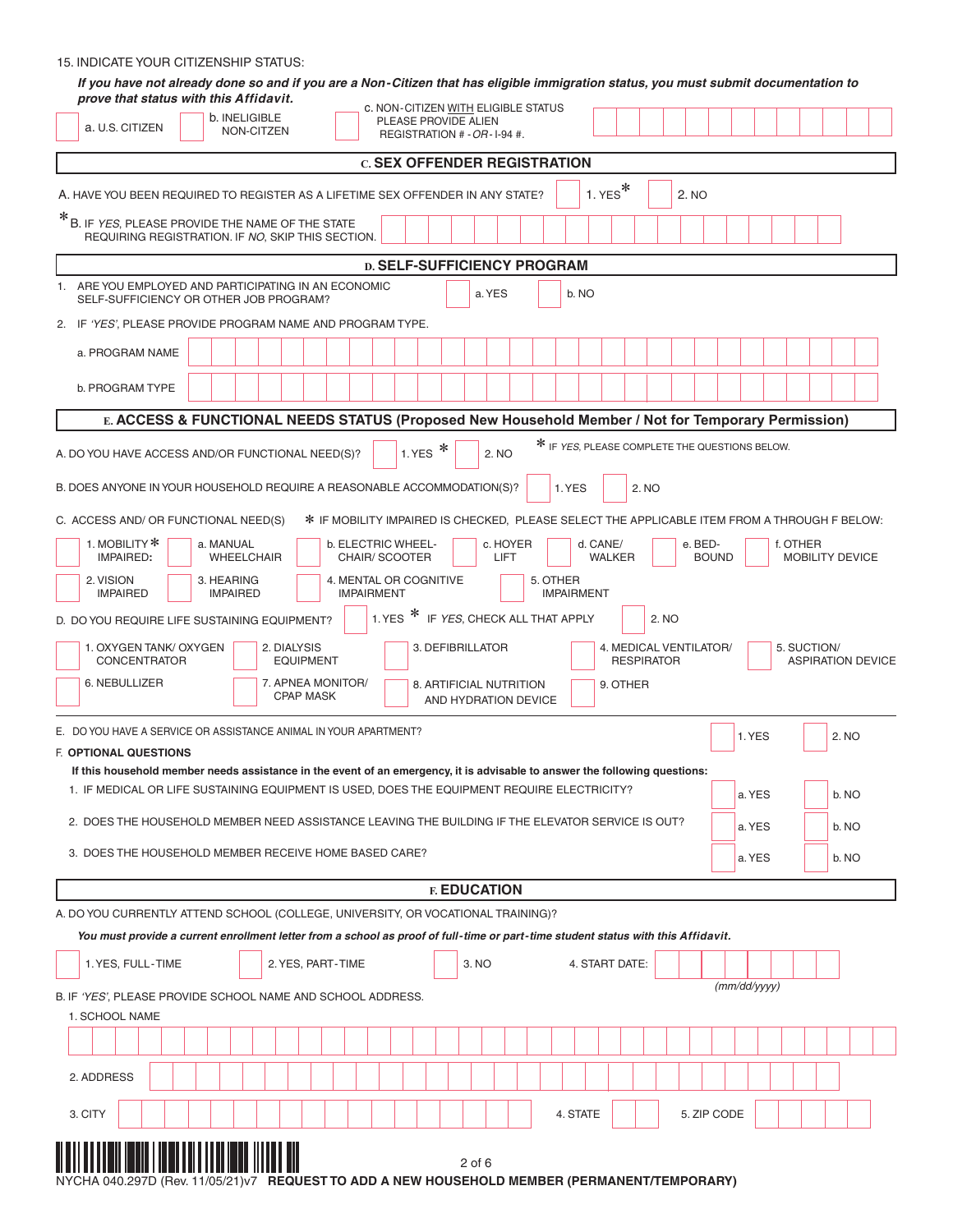15. INDICATE YOUR CITIZENSHIP STATUS:

***If you have not already done so and if you are a Non-Citizen that has eligible immigration status, you must submit documentation to prove that status with this Affidavit.***

☐ a. U.S. CITIZEN ☐ b. INELIGIBLE NON-CITZEN ☐ c. NON-CITIZEN WITH ELIGIBLE STATUS PLEASE PROVIDE ALIEN REGISTRATION # - *OR* - I-94 #.

## C. SEX OFFENDER REGISTRATION

A. HAVE YOU BEEN REQUIRED TO REGISTER AS A LIFETIME SEX OFFENDER IN ANY STATE? ☐ 1. YES* ☐ 2. NO

*B. IF *YES*, PLEASE PROVIDE THE NAME OF THE STATE REQUIRING REGISTRATION. IF *NO*, SKIP THIS SECTION.

## D. SELF-SUFFICIENCY PROGRAM

1. ARE YOU EMPLOYED AND PARTICIPATING IN AN ECONOMIC SELF-SUFFICIENCY OR OTHER JOB PROGRAM? ☐ a. YES ☐ b. NO
2. IF *'YES'*, PLEASE PROVIDE PROGRAM NAME AND PROGRAM TYPE.
   - a. PROGRAM NAME
   - b. PROGRAM TYPE

## E. ACCESS & FUNCTIONAL NEEDS STATUS (Proposed New Household Member / Not for Temporary Permission)

A. DO YOU HAVE ACCESS AND/OR FUNCTIONAL NEED(S)? ☐ 1. YES * ☐ 2. NO

* IF *YES*, PLEASE COMPLETE THE QUESTIONS BELOW.

B. DOES ANYONE IN YOUR HOUSEHOLD REQUIRE A REASONABLE ACCOMMODATION(S)? ☐ 1. YES ☐ 2. NO

C. ACCESS AND/ OR FUNCTIONAL NEED(S) * IF MOBILITY IMPAIRED IS CHECKED, PLEASE SELECT THE APPLICABLE ITEM FROM A THROUGH F BELOW:

☐ 1. MOBILITY* IMPAIRED: ☐ a. MANUAL WHEELCHAIR ☐ b. ELECTRIC WHEEL-CHAIR/ SCOOTER ☐ c. HOYER LIFT ☐ d. CANE/ WALKER ☐ e. BED-BOUND ☐ f. OTHER MOBILITY DEVICE

☐ 2. VISION IMPAIRED ☐ 3. HEARING IMPAIRED ☐ 4. MENTAL OR COGNITIVE IMPAIRMENT ☐ 5. OTHER IMPAIRMENT

D. DO YOU REQUIRE LIFE SUSTAINING EQUIPMENT? ☐ 1. YES * IF *YES*, CHECK ALL THAT APPLY ☐ 2. NO

☐ 1. OXYGEN TANK/ OXYGEN CONCENTRATOR ☐ 2. DIALYSIS EQUIPMENT ☐ 3. DEFIBRILLATOR ☐ 4. MEDICAL VENTILATOR/ RESPIRATOR ☐ 5. SUCTION/ ASPIRATION DEVICE

☐ 6. NEBULLIZER ☐ 7. APNEA MONITOR/ CPAP MASK ☐ 8. ARTIFICIAL NUTRITION AND HYDRATION DEVICE ☐ 9. OTHER

E. DO YOU HAVE A SERVICE OR ASSISTANCE ANIMAL IN YOUR APARTMENT? ☐ 1. YES ☐ 2. NO

**F. OPTIONAL QUESTIONS**

**If this household member needs assistance in the event of an emergency, it is advisable to answer the following questions:**

1. IF MEDICAL OR LIFE SUSTAINING EQUIPMENT IS USED, DOES THE EQUIPMENT REQUIRE ELECTRICITY? ☐ a. YES ☐ b. NO
2. DOES THE HOUSEHOLD MEMBER NEED ASSISTANCE LEAVING THE BUILDING IF THE ELEVATOR SERVICE IS OUT? ☐ a. YES ☐ b. NO
3. DOES THE HOUSEHOLD MEMBER RECEIVE HOME BASED CARE? ☐ a. YES ☐ b. NO

## F. EDUCATION

A. DO YOU CURRENTLY ATTEND SCHOOL (COLLEGE, UNIVERSITY, OR VOCATIONAL TRAINING)?

***You must provide a current enrollment letter from a school as proof of full-time or part-time student status with this Affidavit.***

☐ 1. YES, FULL-TIME ☐ 2. YES, PART-TIME ☐ 3. NO 4. START DATE: *(mm/dd/yyyy)*

B. IF *'YES'*, PLEASE PROVIDE SCHOOL NAME AND SCHOOL ADDRESS.

1. SCHOOL NAME
2. ADDRESS
3. CITY 4. STATE 5. ZIP CODE

NYCHA 040.297D (Rev. 11/05/21)v7 **REQUEST TO ADD A NEW HOUSEHOLD MEMBER (PERMANENT/TEMPORARY)**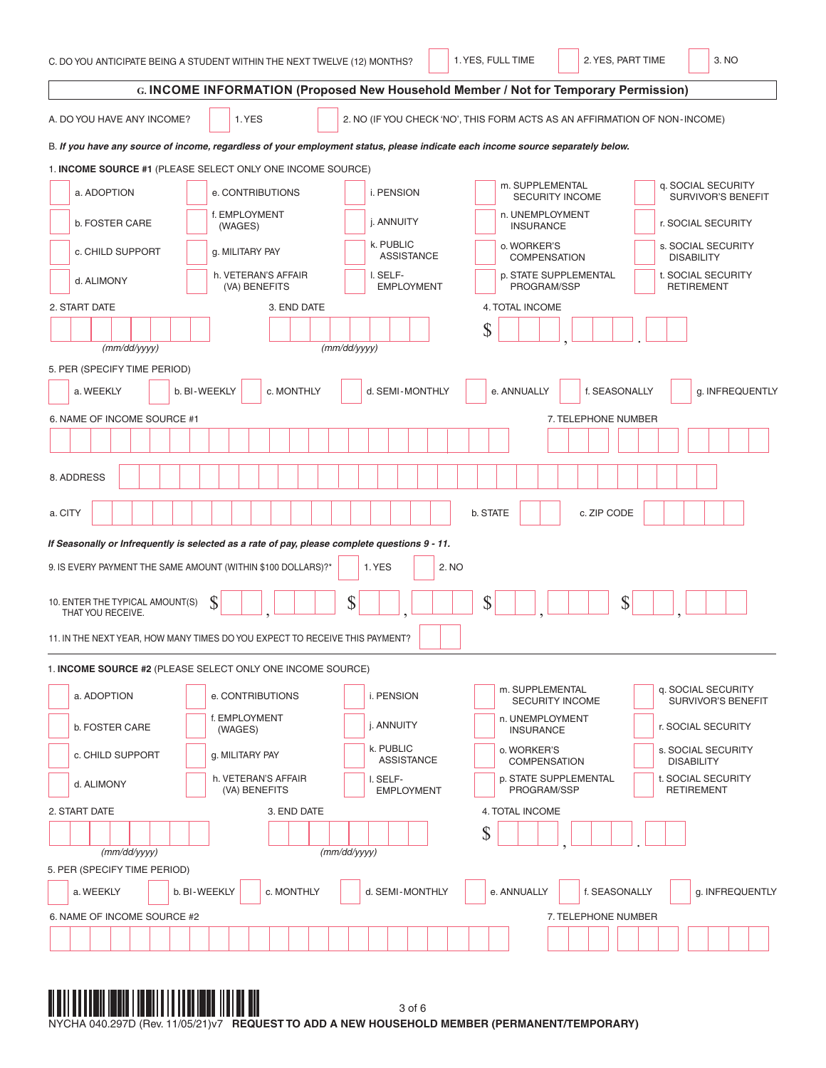C. DO YOU ANTICIPATE BEING A STUDENT WITHIN THE NEXT TWELVE (12) MONTHS? ☐ 1. YES, FULL TIME ☐ 2. YES, PART TIME ☐ 3. NO

## G. INCOME INFORMATION (Proposed New Household Member / Not for Temporary Permission)

A. DO YOU HAVE ANY INCOME? ☐ 1. YES ☐ 2. NO (IF YOU CHECK 'NO', THIS FORM ACTS AS AN AFFIRMATION OF NON-INCOME)

B. ***If you have any source of income, regardless of your employment status, please indicate each income source separately below.***

1. **INCOME SOURCE #1** (PLEASE SELECT ONLY ONE INCOME SOURCE)

| | | | | |
|---|---|---|---|---|
| ☐ a. ADOPTION | ☐ e. CONTRIBUTIONS | ☐ i. PENSION | ☐ m. SUPPLEMENTAL SECURITY INCOME | ☐ q. SOCIAL SECURITY SURVIVOR'S BENEFIT |
| ☐ b. FOSTER CARE | ☐ f. EMPLOYMENT (WAGES) | ☐ j. ANNUITY | ☐ n. UNEMPLOYMENT INSURANCE | ☐ r. SOCIAL SECURITY |
| ☐ c. CHILD SUPPORT | ☐ g. MILITARY PAY | ☐ k. PUBLIC ASSISTANCE | ☐ o. WORKER'S COMPENSATION | ☐ s. SOCIAL SECURITY DISABILITY |
| ☐ d. ALIMONY | ☐ h. VETERAN'S AFFAIR (VA) BENEFITS | ☐ l. SELF-EMPLOYMENT | ☐ p. STATE SUPPLEMENTAL PROGRAM/SSP | ☐ t. SOCIAL SECURITY RETIREMENT |

2. START DATE (mm/dd/yyyy) 3. END DATE (mm/dd/yyyy) 4. TOTAL INCOME $ \_\_\_,\_\_\_.\_\_

5. PER (SPECIFY TIME PERIOD)

☐ a. WEEKLY ☐ b. BI-WEEKLY ☐ c. MONTHLY ☐ d. SEMI-MONTHLY ☐ e. ANNUALLY ☐ f. SEASONALLY ☐ g. INFREQUENTLY

6. NAME OF INCOME SOURCE #1 7. TELEPHONE NUMBER

8. ADDRESS

a. CITY b. STATE c. ZIP CODE

***If Seasonally or Infrequently is selected as a rate of pay, please complete questions 9 - 11.***

9. IS EVERY PAYMENT THE SAME AMOUNT (WITHIN $100 DOLLARS)?* ☐ 1. YES ☐ 2. NO

10. ENTER THE TYPICAL AMOUNT(S) THAT YOU RECEIVE. $ \_\_\_,\_\_\_ $ \_\_\_,\_\_\_ $ \_\_\_,\_\_\_ $ \_\_\_,\_\_\_

11. IN THE NEXT YEAR, HOW MANY TIMES DO YOU EXPECT TO RECEIVE THIS PAYMENT?

---

1. **INCOME SOURCE #2** (PLEASE SELECT ONLY ONE INCOME SOURCE)

| | | | | |
|---|---|---|---|---|
| ☐ a. ADOPTION | ☐ e. CONTRIBUTIONS | ☐ i. PENSION | ☐ m. SUPPLEMENTAL SECURITY INCOME | ☐ q. SOCIAL SECURITY SURVIVOR'S BENEFIT |
| ☐ b. FOSTER CARE | ☐ f. EMPLOYMENT (WAGES) | ☐ j. ANNUITY | ☐ n. UNEMPLOYMENT INSURANCE | ☐ r. SOCIAL SECURITY |
| ☐ c. CHILD SUPPORT | ☐ g. MILITARY PAY | ☐ k. PUBLIC ASSISTANCE | ☐ o. WORKER'S COMPENSATION | ☐ s. SOCIAL SECURITY DISABILITY |
| ☐ d. ALIMONY | ☐ h. VETERAN'S AFFAIR (VA) BENEFITS | ☐ l. SELF-EMPLOYMENT | ☐ p. STATE SUPPLEMENTAL PROGRAM/SSP | ☐ t. SOCIAL SECURITY RETIREMENT |

2. START DATE (mm/dd/yyyy) 3. END DATE (mm/dd/yyyy) 4. TOTAL INCOME $ \_\_\_,\_\_\_.\_\_

5. PER (SPECIFY TIME PERIOD)

☐ a. WEEKLY ☐ b. BI-WEEKLY ☐ c. MONTHLY ☐ d. SEMI-MONTHLY ☐ e. ANNUALLY ☐ f. SEASONALLY ☐ g. INFREQUENTLY

6. NAME OF INCOME SOURCE #2 7. TELEPHONE NUMBER

NYCHA 040.297D (Rev. 11/05/21)v7 **REQUEST TO ADD A NEW HOUSEHOLD MEMBER (PERMANENT/TEMPORARY)**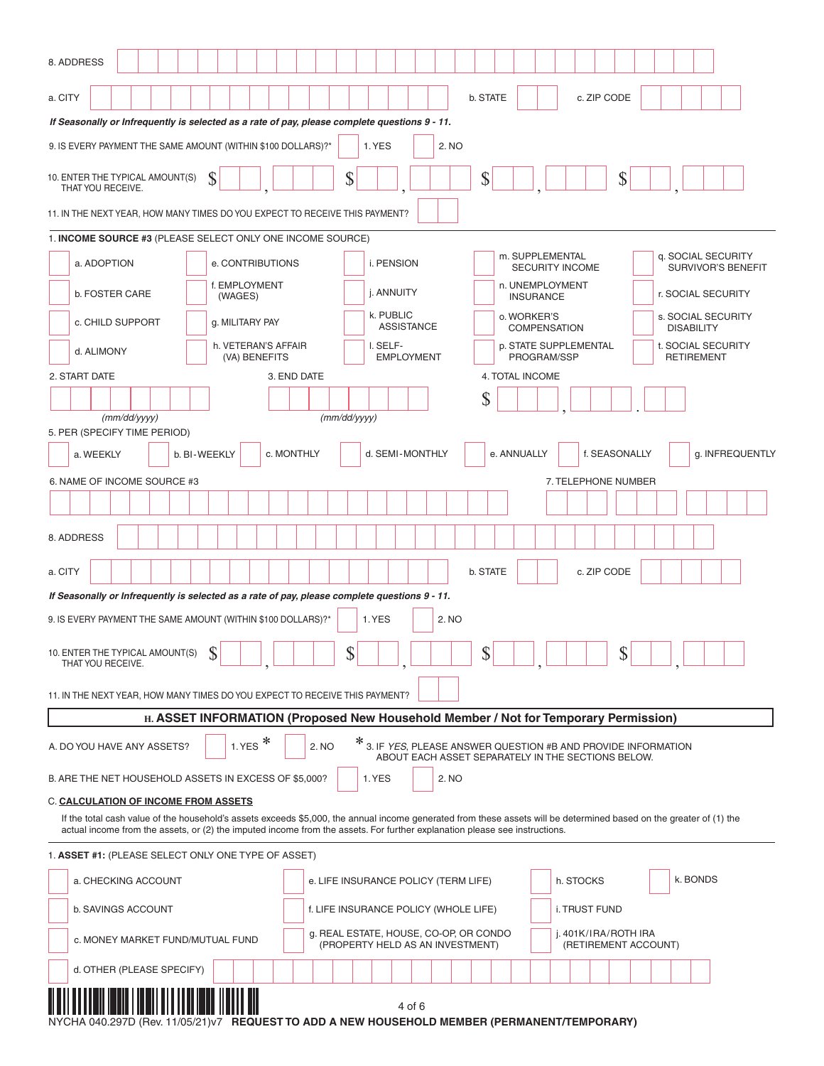8. ADDRESS

a. CITY b. STATE c. ZIP CODE

***If Seasonally or Infrequently is selected as a rate of pay, please complete questions 9 - 11.***

9. IS EVERY PAYMENT THE SAME AMOUNT (WITHIN $100 DOLLARS)?* ☐ 1. YES ☐ 2. NO

10. ENTER THE TYPICAL AMOUNT(S) THAT YOU RECEIVE. $ , $ , $ , $ ,

11. IN THE NEXT YEAR, HOW MANY TIMES DO YOU EXPECT TO RECEIVE THIS PAYMENT?

---

1. **INCOME SOURCE #3** (PLEASE SELECT ONLY ONE INCOME SOURCE)

| | | | | |
|---|---|---|---|---|
| ☐ a. ADOPTION | ☐ e. CONTRIBUTIONS | ☐ i. PENSION | ☐ m. SUPPLEMENTAL SECURITY INCOME | ☐ q. SOCIAL SECURITY SURVIVOR'S BENEFIT |
| ☐ b. FOSTER CARE | ☐ f. EMPLOYMENT (WAGES) | ☐ j. ANNUITY | ☐ n. UNEMPLOYMENT INSURANCE | ☐ r. SOCIAL SECURITY |
| ☐ c. CHILD SUPPORT | ☐ g. MILITARY PAY | ☐ k. PUBLIC ASSISTANCE | ☐ o. WORKER'S COMPENSATION | ☐ s. SOCIAL SECURITY DISABILITY |
| ☐ d. ALIMONY | ☐ h. VETERAN'S AFFAIR (VA) BENEFITS | ☐ l. SELF-EMPLOYMENT | ☐ p. STATE SUPPLEMENTAL PROGRAM/SSP | ☐ t. SOCIAL SECURITY RETIREMENT |

2. START DATE *(mm/dd/yyyy)* 3. END DATE *(mm/dd/yyyy)* 4. TOTAL INCOME $ , .

5. PER (SPECIFY TIME PERIOD)

☐ a. WEEKLY ☐ b. BI-WEEKLY ☐ c. MONTHLY ☐ d. SEMI-MONTHLY ☐ e. ANNUALLY ☐ f. SEASONALLY ☐ g. INFREQUENTLY

6. NAME OF INCOME SOURCE #3 7. TELEPHONE NUMBER

8. ADDRESS

a. CITY b. STATE c. ZIP CODE

***If Seasonally or Infrequently is selected as a rate of pay, please complete questions 9 - 11.***

9. IS EVERY PAYMENT THE SAME AMOUNT (WITHIN $100 DOLLARS)?* ☐ 1. YES ☐ 2. NO

10. ENTER THE TYPICAL AMOUNT(S) THAT YOU RECEIVE. $ , $ , $ , $ ,

11. IN THE NEXT YEAR, HOW MANY TIMES DO YOU EXPECT TO RECEIVE THIS PAYMENT?

## H. ASSET INFORMATION (Proposed New Household Member / Not for Temporary Permission)

A. DO YOU HAVE ANY ASSETS? ☐ 1. YES * ☐ 2. NO

* 3. IF *YES*, PLEASE ANSWER QUESTION #B AND PROVIDE INFORMATION ABOUT EACH ASSET SEPARATELY IN THE SECTIONS BELOW.

B. ARE THE NET HOUSEHOLD ASSETS IN EXCESS OF $5,000? ☐ 1. YES ☐ 2. NO

C. **CALCULATION OF INCOME FROM ASSETS**

If the total cash value of the household's assets exceeds $5,000, the annual income generated from these assets will be determined based on the greater of (1) the actual income from the assets, or (2) the imputed income from the assets. For further explanation please see instructions.

---

1. **ASSET #1:** (PLEASE SELECT ONLY ONE TYPE OF ASSET)

| | | | |
|---|---|---|---|
| ☐ a. CHECKING ACCOUNT | ☐ e. LIFE INSURANCE POLICY (TERM LIFE) | ☐ h. STOCKS | ☐ k. BONDS |
| ☐ b. SAVINGS ACCOUNT | ☐ f. LIFE INSURANCE POLICY (WHOLE LIFE) | ☐ i. TRUST FUND | |
| ☐ c. MONEY MARKET FUND/MUTUAL FUND | ☐ g. REAL ESTATE, HOUSE, CO-OP, OR CONDO (PROPERTY HELD AS AN INVESTMENT) | ☐ j. 401K/IRA/ROTH IRA (RETIREMENT ACCOUNT) | |

☐ d. OTHER (PLEASE SPECIFY)

NYCHA 040.297D (Rev. 11/05/21)v7 **REQUEST TO ADD A NEW HOUSEHOLD MEMBER (PERMANENT/TEMPORARY)**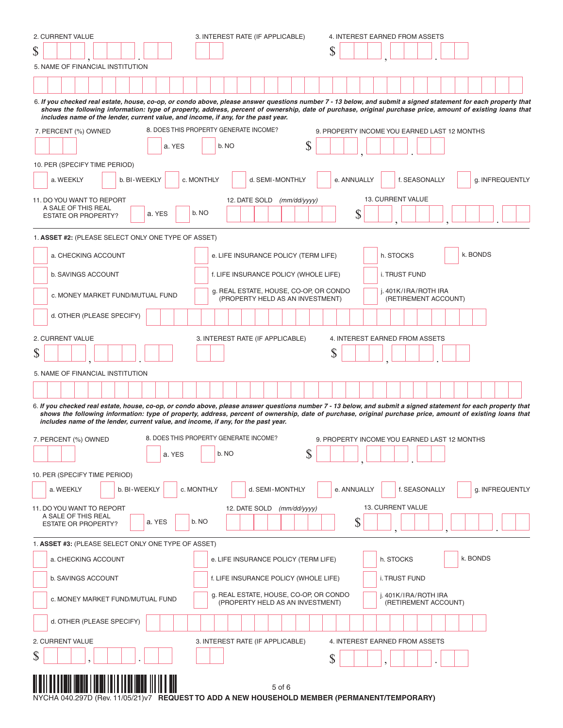2. CURRENT VALUE

$ ___ , ___ . ___

3. INTEREST RATE (IF APPLICABLE)

4. INTEREST EARNED FROM ASSETS

$ ___ , ___ . ___

5. NAME OF FINANCIAL INSTITUTION

6. ***If you checked real estate, house, co-op, or condo above, please answer questions number 7 - 13 below, and submit a signed statement for each property that shows the following information: type of property, address, percent of ownership, date of purchase, original purchase price, amount of existing loans that includes name of the lender, current value, and income, if any, for the past year.***

7. PERCENT (%) OWNED

8. DOES THIS PROPERTY GENERATE INCOME?

- a. YES
- b. NO

9. PROPERTY INCOME YOU EARNED LAST 12 MONTHS

$ ___ , ___ . ___

10. PER (SPECIFY TIME PERIOD)

- a. WEEKLY
- b. BI-WEEKLY
- c. MONTHLY
- d. SEMI-MONTHLY
- e. ANNUALLY
- f. SEASONALLY
- g. INFREQUENTLY

11. DO YOU WANT TO REPORT A SALE OF THIS REAL ESTATE OR PROPERTY?

- a. YES
- b. NO

12. DATE SOLD *(mm/dd/yyyy)*

13. CURRENT VALUE

$ ___ , ___ , ___ . ___

---

1. **ASSET #2:** (PLEASE SELECT ONLY ONE TYPE OF ASSET)

- a. CHECKING ACCOUNT
- b. SAVINGS ACCOUNT
- c. MONEY MARKET FUND/MUTUAL FUND
- d. OTHER (PLEASE SPECIFY)
- e. LIFE INSURANCE POLICY (TERM LIFE)
- f. LIFE INSURANCE POLICY (WHOLE LIFE)
- g. REAL ESTATE, HOUSE, CO-OP, OR CONDO (PROPERTY HELD AS AN INVESTMENT)
- h. STOCKS
- i. TRUST FUND
- j. 401K/IRA/ROTH IRA (RETIREMENT ACCOUNT)
- k. BONDS

2. CURRENT VALUE

$ ___ , ___ . ___

3. INTEREST RATE (IF APPLICABLE)

4. INTEREST EARNED FROM ASSETS

$ ___ , ___ . ___

5. NAME OF FINANCIAL INSTITUTION

6. ***If you checked real estate, house, co-op, or condo above, please answer questions number 7 - 13 below, and submit a signed statement for each property that shows the following information: type of property, address, percent of ownership, date of purchase, original purchase price, amount of existing loans that includes name of the lender, current value, and income, if any, for the past year.***

7. PERCENT (%) OWNED

8. DOES THIS PROPERTY GENERATE INCOME?

- a. YES
- b. NO

9. PROPERTY INCOME YOU EARNED LAST 12 MONTHS

$ ___ , ___ . ___

10. PER (SPECIFY TIME PERIOD)

- a. WEEKLY
- b. BI-WEEKLY
- c. MONTHLY
- d. SEMI-MONTHLY
- e. ANNUALLY
- f. SEASONALLY
- g. INFREQUENTLY

11. DO YOU WANT TO REPORT A SALE OF THIS REAL ESTATE OR PROPERTY?

- a. YES
- b. NO

12. DATE SOLD *(mm/dd/yyyy)*

13. CURRENT VALUE

$ ___ , ___ , ___ . ___

---

1. **ASSET #3:** (PLEASE SELECT ONLY ONE TYPE OF ASSET)

- a. CHECKING ACCOUNT
- b. SAVINGS ACCOUNT
- c. MONEY MARKET FUND/MUTUAL FUND
- d. OTHER (PLEASE SPECIFY)
- e. LIFE INSURANCE POLICY (TERM LIFE)
- f. LIFE INSURANCE POLICY (WHOLE LIFE)
- g. REAL ESTATE, HOUSE, CO-OP, OR CONDO (PROPERTY HELD AS AN INVESTMENT)
- h. STOCKS
- i. TRUST FUND
- j. 401K/IRA/ROTH IRA (RETIREMENT ACCOUNT)
- k. BONDS

2. CURRENT VALUE

$ ___ , ___ . ___

3. INTEREST RATE (IF APPLICABLE)

4. INTEREST EARNED FROM ASSETS

$ ___ , ___ . ___

NYCHA 040.297D (Rev. 11/05/21)v7 **REQUEST TO ADD A NEW HOUSEHOLD MEMBER (PERMANENT/TEMPORARY)**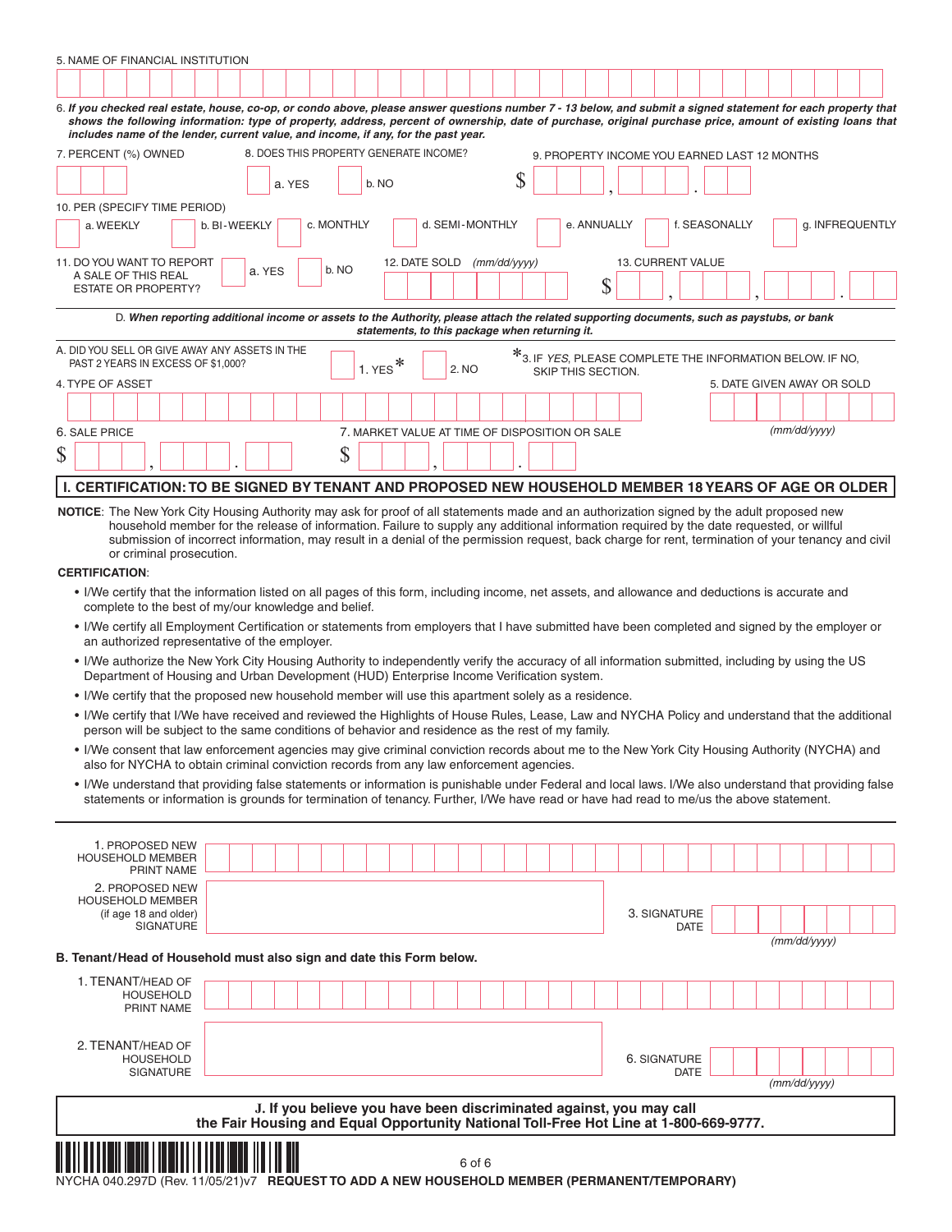5. NAME OF FINANCIAL INSTITUTION

6. ***If you checked real estate, house, co-op, or condo above, please answer questions number 7 - 13 below, and submit a signed statement for each property that shows the following information: type of property, address, percent of ownership, date of purchase, original purchase price, amount of existing loans that includes name of the lender, current value, and income, if any, for the past year.***

7. PERCENT (%) OWNED

8. DOES THIS PROPERTY GENERATE INCOME? a. YES b. NO

9. PROPERTY INCOME YOU EARNED LAST 12 MONTHS $ ___ , ___ . ___

10. PER (SPECIFY TIME PERIOD)
a. WEEKLY b. BI-WEEKLY c. MONTHLY d. SEMI-MONTHLY e. ANNUALLY f. SEASONALLY g. INFREQUENTLY

11. DO YOU WANT TO REPORT A SALE OF THIS REAL ESTATE OR PROPERTY? a. YES b. NO

12. DATE SOLD *(mm/dd/yyyy)*

13. CURRENT VALUE $ ___ , ___ , ___ . ___

D. ***When reporting additional income or assets to the Authority, please attach the related supporting documents, such as paystubs, or bank statements, to this package when returning it.***

A. DID YOU SELL OR GIVE AWAY ANY ASSETS IN THE PAST 2 YEARS IN EXCESS OF $1,000? 1. YES* 2. NO

*3. IF *YES*, PLEASE COMPLETE THE INFORMATION BELOW. IF NO, SKIP THIS SECTION.

4. TYPE OF ASSET

5. DATE GIVEN AWAY OR SOLD *(mm/dd/yyyy)*

6. SALE PRICE $ ___ , ___ . ___

7. MARKET VALUE AT TIME OF DISPOSITION OR SALE $ ___ , ___ . ___

## I. CERTIFICATION: TO BE SIGNED BY TENANT AND PROPOSED NEW HOUSEHOLD MEMBER 18 YEARS OF AGE OR OLDER

**NOTICE**: The New York City Housing Authority may ask for proof of all statements made and an authorization signed by the adult proposed new household member for the release of information. Failure to supply any additional information required by the date requested, or willful submission of incorrect information, may result in a denial of the permission request, back charge for rent, termination of your tenancy and civil or criminal prosecution.

**CERTIFICATION**:

- I/We certify that the information listed on all pages of this form, including income, net assets, and allowance and deductions is accurate and complete to the best of my/our knowledge and belief.
- I/We certify all Employment Certification or statements from employers that I have submitted have been completed and signed by the employer or an authorized representative of the employer.
- I/We authorize the New York City Housing Authority to independently verify the accuracy of all information submitted, including by using the US Department of Housing and Urban Development (HUD) Enterprise Income Verification system.
- I/We certify that the proposed new household member will use this apartment solely as a residence.
- I/We certify that I/We have received and reviewed the Highlights of House Rules, Lease, Law and NYCHA Policy and understand that the additional person will be subject to the same conditions of behavior and residence as the rest of my family.
- I/We consent that law enforcement agencies may give criminal conviction records about me to the New York City Housing Authority (NYCHA) and also for NYCHA to obtain criminal conviction records from any law enforcement agencies.
- I/We understand that providing false statements or information is punishable under Federal and local laws. I/We also understand that providing false statements or information is grounds for termination of tenancy. Further, I/We have read or have had read to me/us the above statement.

1. PROPOSED NEW HOUSEHOLD MEMBER PRINT NAME

2. PROPOSED NEW HOUSEHOLD MEMBER (if age 18 and older) SIGNATURE

3. SIGNATURE DATE *(mm/dd/yyyy)*

**B. Tenant/Head of Household must also sign and date this Form below.**

1. TENANT/HEAD OF HOUSEHOLD PRINT NAME

2. TENANT/HEAD OF HOUSEHOLD SIGNATURE

6. SIGNATURE DATE *(mm/dd/yyyy)*

**J. If you believe you have been discriminated against, you may call the Fair Housing and Equal Opportunity National Toll-Free Hot Line at 1-800-669-9777.**

NYCHA 040.297D (Rev. 11/05/21)v7 **REQUEST TO ADD A NEW HOUSEHOLD MEMBER (PERMANENT/TEMPORARY)**